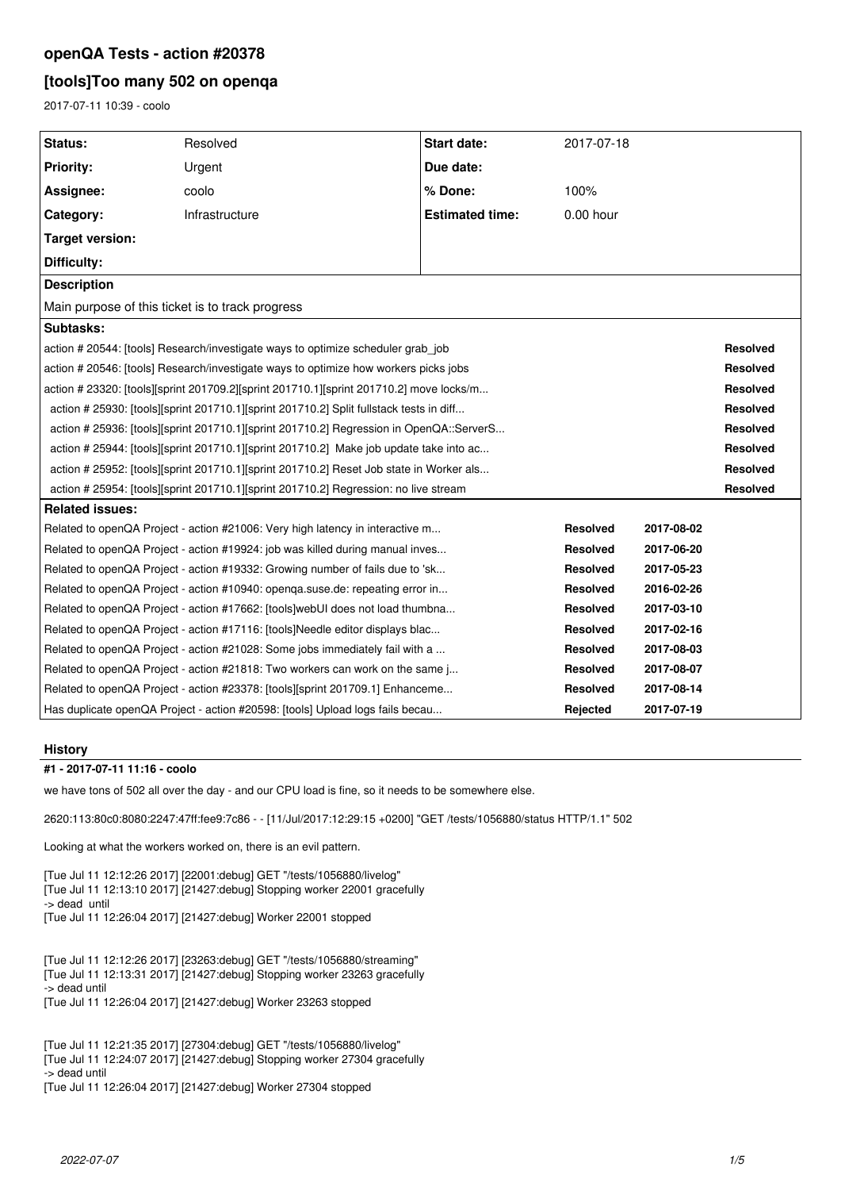# openQA Tests - action #20378

## [tools]Too many 502 on openqa

2017-07-11 10:39 - coolo

| Status: | Resolved | Start date: | 2017-07-18 |
|---|---|---|---|
| Priority: | Urgent | Due date: | |
| Assignee: | coolo | % Done: | 100% |
| Category: | Infrastructure | Estimated time: | 0.00 hour |
| Target version: | | | |
| Difficulty: | | | |

**Description**

Main purpose of this ticket is to track progress

**Subtasks:**

| Subtask | Status |
|---|---|
| action # 20544: [tools] Research/investigate ways to optimize scheduler grab_job | **Resolved** |
| action # 20546: [tools] Research/investigate ways to optimize how workers picks jobs | **Resolved** |
| action # 23320: [tools][sprint 201709.2][sprint 201710.1][sprint 201710.2] move locks/m... | **Resolved** |
| action # 25930: [tools][sprint 201710.1][sprint 201710.2] Split fullstack tests in diff... | **Resolved** |
| action # 25936: [tools][sprint 201710.1][sprint 201710.2] Regression in OpenQA::ServerS... | **Resolved** |
| action # 25944: [tools][sprint 201710.1][sprint 201710.2] Make job update take into ac... | **Resolved** |
| action # 25952: [tools][sprint 201710.1][sprint 201710.2] Reset Job state in Worker als... | **Resolved** |
| action # 25954: [tools][sprint 201710.1][sprint 201710.2] Regression: no live stream | **Resolved** |

**Related issues:**

| Issue | Status | Date |
|---|---|---|
| Related to openQA Project - action #21006: Very high latency in interactive m... | **Resolved** | **2017-08-02** |
| Related to openQA Project - action #19924: job was killed during manual inves... | **Resolved** | **2017-06-20** |
| Related to openQA Project - action #19332: Growing number of fails due to 'sk... | **Resolved** | **2017-05-23** |
| Related to openQA Project - action #10940: openqa.suse.de: repeating error in... | **Resolved** | **2016-02-26** |
| Related to openQA Project - action #17662: [tools]webUI does not load thumbna... | **Resolved** | **2017-03-10** |
| Related to openQA Project - action #17116: [tools]Needle editor displays blac... | **Resolved** | **2017-02-16** |
| Related to openQA Project - action #21028: Some jobs immediately fail with a ... | **Resolved** | **2017-08-03** |
| Related to openQA Project - action #21818: Two workers can work on the same j... | **Resolved** | **2017-08-07** |
| Related to openQA Project - action #23378: [tools][sprint 201709.1] Enhanceme... | **Resolved** | **2017-08-14** |
| Has duplicate openQA Project - action #20598: [tools] Upload logs fails becau... | **Rejected** | **2017-07-19** |

### History

**#1 - 2017-07-11 11:16 - coolo**

we have tons of 502 all over the day - and our CPU load is fine, so it needs to be somewhere else.

2620:113:80c0:8080:2247:47ff:fee9:7c86 - - [11/Jul/2017:12:29:15 +0200] "GET /tests/1056880/status HTTP/1.1" 502

Looking at what the workers worked on, there is an evil pattern.

```
[Tue Jul 11 12:12:26 2017] [22001:debug] GET "/tests/1056880/livelog"
[Tue Jul 11 12:13:10 2017] [21427:debug] Stopping worker 22001 gracefully
-> dead  until
[Tue Jul 11 12:26:04 2017] [21427:debug] Worker 22001 stopped
```

```
[Tue Jul 11 12:12:26 2017] [23263:debug] GET "/tests/1056880/streaming"
[Tue Jul 11 12:13:31 2017] [21427:debug] Stopping worker 23263 gracefully
-> dead until
[Tue Jul 11 12:26:04 2017] [21427:debug] Worker 23263 stopped
```

```
[Tue Jul 11 12:21:35 2017] [27304:debug] GET "/tests/1056880/livelog"
[Tue Jul 11 12:24:07 2017] [21427:debug] Stopping worker 27304 gracefully
-> dead until
[Tue Jul 11 12:26:04 2017] [21427:debug] Worker 27304 stopped
```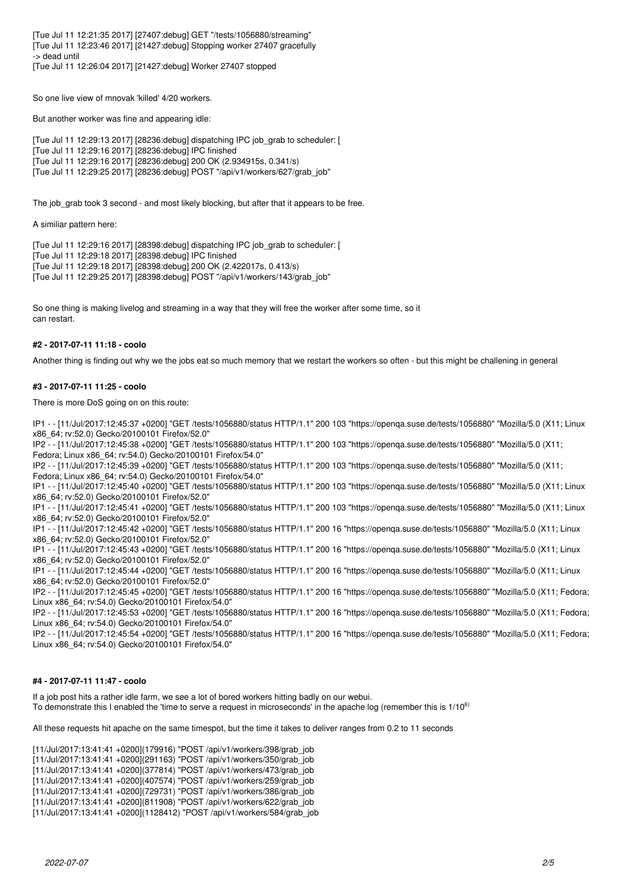```
[Tue Jul 11 12:21:35 2017] [27407:debug] GET "/tests/1056880/streaming"
[Tue Jul 11 12:23:46 2017] [21427:debug] Stopping worker 27407 gracefully
-> dead until
[Tue Jul 11 12:26:04 2017] [21427:debug] Worker 27407 stopped
```

So one live view of mnovak 'killed' 4/20 workers.

But another worker was fine and appearing idle:

```
[Tue Jul 11 12:29:13 2017] [28236:debug] dispatching IPC job_grab to scheduler: [
[Tue Jul 11 12:29:16 2017] [28236:debug] IPC finished
[Tue Jul 11 12:29:16 2017] [28236:debug] 200 OK (2.934915s, 0.341/s)
[Tue Jul 11 12:29:25 2017] [28236:debug] POST "/api/v1/workers/627/grab_job"
```

The job_grab took 3 second - and most likely blocking, but after that it appears to be free.

A similiar pattern here:

```
[Tue Jul 11 12:29:16 2017] [28398:debug] dispatching IPC job_grab to scheduler: [
[Tue Jul 11 12:29:18 2017] [28398:debug] IPC finished
[Tue Jul 11 12:29:18 2017] [28398:debug] 200 OK (2.422017s, 0.413/s)
[Tue Jul 11 12:29:25 2017] [28398:debug] POST "/api/v1/workers/143/grab_job"
```

So one thing is making livelog and streaming in a way that they will free the worker after some time, so it can restart.

#### #2 - 2017-07-11 11:18 - coolo

Another thing is finding out why we the jobs eat so much memory that we restart the workers so often - but this might be challening in general

#### #3 - 2017-07-11 11:25 - coolo

There is more DoS going on on this route:

```
IP1 - - [11/Jul/2017:12:45:37 +0200] "GET /tests/1056880/status HTTP/1.1" 200 103 "https://openqa.suse.de/tests/1056880" "Mozilla/5.0 (X11; Linux x86_64; rv:52.0) Gecko/20100101 Firefox/52.0"
IP2 - - [11/Jul/2017:12:45:38 +0200] "GET /tests/1056880/status HTTP/1.1" 200 103 "https://openqa.suse.de/tests/1056880" "Mozilla/5.0 (X11; Fedora; Linux x86_64; rv:54.0) Gecko/20100101 Firefox/54.0"
IP2 - - [11/Jul/2017:12:45:39 +0200] "GET /tests/1056880/status HTTP/1.1" 200 103 "https://openqa.suse.de/tests/1056880" "Mozilla/5.0 (X11; Fedora; Linux x86_64; rv:54.0) Gecko/20100101 Firefox/54.0"
IP1 - - [11/Jul/2017:12:45:40 +0200] "GET /tests/1056880/status HTTP/1.1" 200 103 "https://openqa.suse.de/tests/1056880" "Mozilla/5.0 (X11; Linux x86_64; rv:52.0) Gecko/20100101 Firefox/52.0"
IP1 - - [11/Jul/2017:12:45:41 +0200] "GET /tests/1056880/status HTTP/1.1" 200 103 "https://openqa.suse.de/tests/1056880" "Mozilla/5.0 (X11; Linux x86_64; rv:52.0) Gecko/20100101 Firefox/52.0"
IP1 - - [11/Jul/2017:12:45:42 +0200] "GET /tests/1056880/status HTTP/1.1" 200 16 "https://openqa.suse.de/tests/1056880" "Mozilla/5.0 (X11; Linux x86_64; rv:52.0) Gecko/20100101 Firefox/52.0"
IP1 - - [11/Jul/2017:12:45:43 +0200] "GET /tests/1056880/status HTTP/1.1" 200 16 "https://openqa.suse.de/tests/1056880" "Mozilla/5.0 (X11; Linux x86_64; rv:52.0) Gecko/20100101 Firefox/52.0"
IP1 - - [11/Jul/2017:12:45:44 +0200] "GET /tests/1056880/status HTTP/1.1" 200 16 "https://openqa.suse.de/tests/1056880" "Mozilla/5.0 (X11; Linux x86_64; rv:52.0) Gecko/20100101 Firefox/52.0"
IP2 - - [11/Jul/2017:12:45:45 +0200] "GET /tests/1056880/status HTTP/1.1" 200 16 "https://openqa.suse.de/tests/1056880" "Mozilla/5.0 (X11; Fedora; Linux x86_64; rv:54.0) Gecko/20100101 Firefox/54.0"
IP2 - - [11/Jul/2017:12:45:53 +0200] "GET /tests/1056880/status HTTP/1.1" 200 16 "https://openqa.suse.de/tests/1056880" "Mozilla/5.0 (X11; Fedora; Linux x86_64; rv:54.0) Gecko/20100101 Firefox/54.0"
IP2 - - [11/Jul/2017:12:45:54 +0200] "GET /tests/1056880/status HTTP/1.1" 200 16 "https://openqa.suse.de/tests/1056880" "Mozilla/5.0 (X11; Fedora; Linux x86_64; rv:54.0) Gecko/20100101 Firefox/54.0"
```

#### #4 - 2017-07-11 11:47 - coolo

If a job post hits a rather idle farm, we see a lot of bored workers hitting badly on our webui.
To demonstrate this I enabled the 'time to serve a request in microseconds' in the apache log (remember this is $1/10^{6}$)

All these requests hit apache on the same timespot, but the time it takes to deliver ranges from 0.2 to 11 seconds

```
[11/Jul/2017:13:41:41 +0200](179916) "POST /api/v1/workers/398/grab_job
[11/Jul/2017:13:41:41 +0200](291163) "POST /api/v1/workers/350/grab_job
[11/Jul/2017:13:41:41 +0200](377814) "POST /api/v1/workers/473/grab_job
[11/Jul/2017:13:41:41 +0200](407574) "POST /api/v1/workers/259/grab_job
[11/Jul/2017:13:41:41 +0200](729731) "POST /api/v1/workers/386/grab_job
[11/Jul/2017:13:41:41 +0200](811908) "POST /api/v1/workers/622/grab_job
[11/Jul/2017:13:41:41 +0200](1128412) "POST /api/v1/workers/584/grab_job
```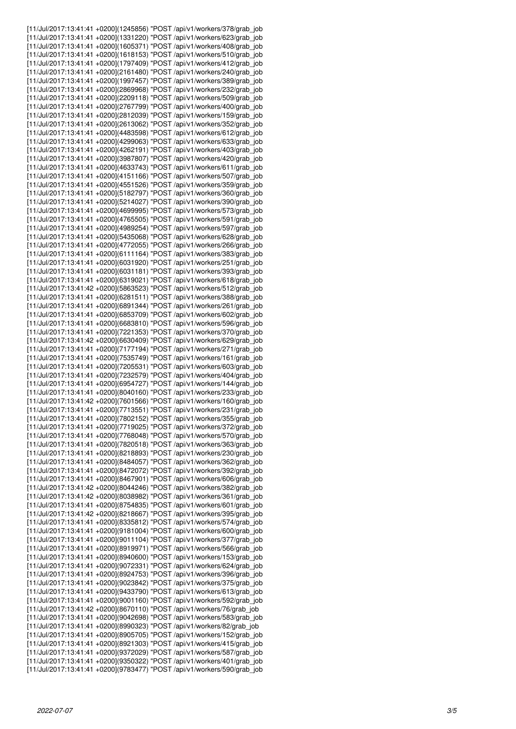```
[11/Jul/2017:13:41:41 +0200](1245856) "POST /api/v1/workers/378/grab_job
[11/Jul/2017:13:41:41 +0200](1331220) "POST /api/v1/workers/623/grab_job
[11/Jul/2017:13:41:41 +0200](1605371) "POST /api/v1/workers/408/grab_job
[11/Jul/2017:13:41:41 +0200](1618153) "POST /api/v1/workers/510/grab_job
[11/Jul/2017:13:41:41 +0200](1797409) "POST /api/v1/workers/412/grab_job
[11/Jul/2017:13:41:41 +0200](2161480) "POST /api/v1/workers/240/grab_job
[11/Jul/2017:13:41:41 +0200](1997457) "POST /api/v1/workers/389/grab_job
[11/Jul/2017:13:41:41 +0200](2869968) "POST /api/v1/workers/232/grab_job
[11/Jul/2017:13:41:41 +0200](2209118) "POST /api/v1/workers/509/grab_job
[11/Jul/2017:13:41:41 +0200](2767799) "POST /api/v1/workers/400/grab_job
[11/Jul/2017:13:41:41 +0200](2812039) "POST /api/v1/workers/159/grab_job
[11/Jul/2017:13:41:41 +0200](2613062) "POST /api/v1/workers/352/grab_job
[11/Jul/2017:13:41:41 +0200](4483598) "POST /api/v1/workers/612/grab_job
[11/Jul/2017:13:41:41 +0200](4299063) "POST /api/v1/workers/633/grab_job
[11/Jul/2017:13:41:41 +0200](4262191) "POST /api/v1/workers/403/grab_job
[11/Jul/2017:13:41:41 +0200](3987807) "POST /api/v1/workers/420/grab_job
[11/Jul/2017:13:41:41 +0200](4633743) "POST /api/v1/workers/611/grab_job
[11/Jul/2017:13:41:41 +0200](4151166) "POST /api/v1/workers/507/grab_job
[11/Jul/2017:13:41:41 +0200](4551526) "POST /api/v1/workers/359/grab_job
[11/Jul/2017:13:41:41 +0200](5182797) "POST /api/v1/workers/360/grab_job
[11/Jul/2017:13:41:41 +0200](5214027) "POST /api/v1/workers/390/grab_job
[11/Jul/2017:13:41:41 +0200](4699995) "POST /api/v1/workers/573/grab_job
[11/Jul/2017:13:41:41 +0200](4765505) "POST /api/v1/workers/591/grab_job
[11/Jul/2017:13:41:41 +0200](4989254) "POST /api/v1/workers/597/grab_job
[11/Jul/2017:13:41:41 +0200](5435068) "POST /api/v1/workers/628/grab_job
[11/Jul/2017:13:41:41 +0200](4772055) "POST /api/v1/workers/266/grab_job
[11/Jul/2017:13:41:41 +0200](6111164) "POST /api/v1/workers/383/grab_job
[11/Jul/2017:13:41:41 +0200](6031920) "POST /api/v1/workers/251/grab_job
[11/Jul/2017:13:41:41 +0200](6031181) "POST /api/v1/workers/393/grab_job
[11/Jul/2017:13:41:41 +0200](6319021) "POST /api/v1/workers/618/grab_job
[11/Jul/2017:13:41:42 +0200](5863523) "POST /api/v1/workers/512/grab_job
[11/Jul/2017:13:41:41 +0200](6281511) "POST /api/v1/workers/388/grab_job
[11/Jul/2017:13:41:41 +0200](6891344) "POST /api/v1/workers/261/grab_job
[11/Jul/2017:13:41:41 +0200](6853709) "POST /api/v1/workers/602/grab_job
[11/Jul/2017:13:41:41 +0200](6683810) "POST /api/v1/workers/596/grab_job
[11/Jul/2017:13:41:41 +0200](7221353) "POST /api/v1/workers/370/grab_job
[11/Jul/2017:13:41:42 +0200](6630409) "POST /api/v1/workers/629/grab_job
[11/Jul/2017:13:41:41 +0200](7177194) "POST /api/v1/workers/271/grab_job
[11/Jul/2017:13:41:41 +0200](7535749) "POST /api/v1/workers/161/grab_job
[11/Jul/2017:13:41:41 +0200](7205531) "POST /api/v1/workers/603/grab_job
[11/Jul/2017:13:41:41 +0200](7232579) "POST /api/v1/workers/404/grab_job
[11/Jul/2017:13:41:41 +0200](6954727) "POST /api/v1/workers/144/grab_job
[11/Jul/2017:13:41:41 +0200](8040160) "POST /api/v1/workers/233/grab_job
[11/Jul/2017:13:41:42 +0200](7601566) "POST /api/v1/workers/160/grab_job
[11/Jul/2017:13:41:41 +0200](7713551) "POST /api/v1/workers/231/grab_job
[11/Jul/2017:13:41:41 +0200](7802152) "POST /api/v1/workers/355/grab_job
[11/Jul/2017:13:41:41 +0200](7719025) "POST /api/v1/workers/372/grab_job
[11/Jul/2017:13:41:41 +0200](7768048) "POST /api/v1/workers/570/grab_job
[11/Jul/2017:13:41:41 +0200](7820518) "POST /api/v1/workers/363/grab_job
[11/Jul/2017:13:41:41 +0200](8218893) "POST /api/v1/workers/230/grab_job
[11/Jul/2017:13:41:41 +0200](8484057) "POST /api/v1/workers/362/grab_job
[11/Jul/2017:13:41:41 +0200](8472072) "POST /api/v1/workers/392/grab_job
[11/Jul/2017:13:41:41 +0200](8467901) "POST /api/v1/workers/606/grab_job
[11/Jul/2017:13:41:42 +0200](8044246) "POST /api/v1/workers/382/grab_job
[11/Jul/2017:13:41:42 +0200](8038982) "POST /api/v1/workers/361/grab_job
[11/Jul/2017:13:41:41 +0200](8754835) "POST /api/v1/workers/601/grab_job
[11/Jul/2017:13:41:42 +0200](8218667) "POST /api/v1/workers/395/grab_job
[11/Jul/2017:13:41:41 +0200](8335812) "POST /api/v1/workers/574/grab_job
[11/Jul/2017:13:41:41 +0200](9181004) "POST /api/v1/workers/600/grab_job
[11/Jul/2017:13:41:41 +0200](9011104) "POST /api/v1/workers/377/grab_job
[11/Jul/2017:13:41:41 +0200](8919971) "POST /api/v1/workers/566/grab_job
[11/Jul/2017:13:41:41 +0200](8940600) "POST /api/v1/workers/153/grab_job
[11/Jul/2017:13:41:41 +0200](9072331) "POST /api/v1/workers/624/grab_job
[11/Jul/2017:13:41:41 +0200](8924753) "POST /api/v1/workers/396/grab_job
[11/Jul/2017:13:41:41 +0200](9023842) "POST /api/v1/workers/375/grab_job
[11/Jul/2017:13:41:41 +0200](9433790) "POST /api/v1/workers/613/grab_job
[11/Jul/2017:13:41:41 +0200](9001160) "POST /api/v1/workers/592/grab_job
[11/Jul/2017:13:41:42 +0200](8670110) "POST /api/v1/workers/76/grab_job
[11/Jul/2017:13:41:41 +0200](9042698) "POST /api/v1/workers/583/grab_job
[11/Jul/2017:13:41:41 +0200](8990323) "POST /api/v1/workers/82/grab_job
[11/Jul/2017:13:41:41 +0200](8905705) "POST /api/v1/workers/152/grab_job
[11/Jul/2017:13:41:41 +0200](8921303) "POST /api/v1/workers/415/grab_job
[11/Jul/2017:13:41:41 +0200](9372029) "POST /api/v1/workers/587/grab_job
[11/Jul/2017:13:41:41 +0200](9350322) "POST /api/v1/workers/401/grab_job
[11/Jul/2017:13:41:41 +0200](9783477) "POST /api/v1/workers/590/grab_job
```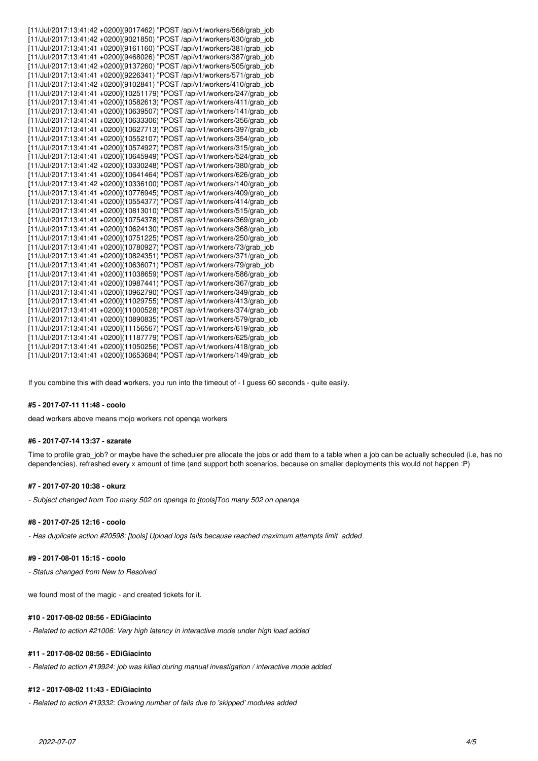```
[11/Jul/2017:13:41:42 +0200](9017462) "POST /api/v1/workers/568/grab_job
[11/Jul/2017:13:41:42 +0200](9021850) "POST /api/v1/workers/630/grab_job
[11/Jul/2017:13:41:41 +0200](9161160) "POST /api/v1/workers/381/grab_job
[11/Jul/2017:13:41:41 +0200](9468026) "POST /api/v1/workers/387/grab_job
[11/Jul/2017:13:41:42 +0200](9137260) "POST /api/v1/workers/505/grab_job
[11/Jul/2017:13:41:41 +0200](9226341) "POST /api/v1/workers/571/grab_job
[11/Jul/2017:13:41:42 +0200](9102841) "POST /api/v1/workers/410/grab_job
[11/Jul/2017:13:41:41 +0200](10251179) "POST /api/v1/workers/247/grab_job
[11/Jul/2017:13:41:41 +0200](10582613) "POST /api/v1/workers/411/grab_job
[11/Jul/2017:13:41:41 +0200](10639507) "POST /api/v1/workers/141/grab_job
[11/Jul/2017:13:41:41 +0200](10633306) "POST /api/v1/workers/356/grab_job
[11/Jul/2017:13:41:41 +0200](10627713) "POST /api/v1/workers/397/grab_job
[11/Jul/2017:13:41:41 +0200](10552107) "POST /api/v1/workers/354/grab_job
[11/Jul/2017:13:41:41 +0200](10574927) "POST /api/v1/workers/315/grab_job
[11/Jul/2017:13:41:41 +0200](10645949) "POST /api/v1/workers/524/grab_job
[11/Jul/2017:13:41:42 +0200](10330248) "POST /api/v1/workers/380/grab_job
[11/Jul/2017:13:41:41 +0200](10641464) "POST /api/v1/workers/626/grab_job
[11/Jul/2017:13:41:42 +0200](10336100) "POST /api/v1/workers/140/grab_job
[11/Jul/2017:13:41:41 +0200](10776945) "POST /api/v1/workers/409/grab_job
[11/Jul/2017:13:41:41 +0200](10554377) "POST /api/v1/workers/414/grab_job
[11/Jul/2017:13:41:41 +0200](10813010) "POST /api/v1/workers/515/grab_job
[11/Jul/2017:13:41:41 +0200](10754378) "POST /api/v1/workers/369/grab_job
[11/Jul/2017:13:41:41 +0200](10624130) "POST /api/v1/workers/368/grab_job
[11/Jul/2017:13:41:41 +0200](10751225) "POST /api/v1/workers/250/grab_job
[11/Jul/2017:13:41:41 +0200](10780927) "POST /api/v1/workers/73/grab_job
[11/Jul/2017:13:41:41 +0200](10824351) "POST /api/v1/workers/371/grab_job
[11/Jul/2017:13:41:41 +0200](10636071) "POST /api/v1/workers/79/grab_job
[11/Jul/2017:13:41:41 +0200](11038659) "POST /api/v1/workers/586/grab_job
[11/Jul/2017:13:41:41 +0200](10987441) "POST /api/v1/workers/367/grab_job
[11/Jul/2017:13:41:41 +0200](10962790) "POST /api/v1/workers/349/grab_job
[11/Jul/2017:13:41:41 +0200](11029755) "POST /api/v1/workers/413/grab_job
[11/Jul/2017:13:41:41 +0200](11000528) "POST /api/v1/workers/374/grab_job
[11/Jul/2017:13:41:41 +0200](10890835) "POST /api/v1/workers/579/grab_job
[11/Jul/2017:13:41:41 +0200](11156567) "POST /api/v1/workers/619/grab_job
[11/Jul/2017:13:41:41 +0200](11187779) "POST /api/v1/workers/625/grab_job
[11/Jul/2017:13:41:41 +0200](11050256) "POST /api/v1/workers/418/grab_job
[11/Jul/2017:13:41:41 +0200](10653684) "POST /api/v1/workers/149/grab_job
```

If you combine this with dead workers, you run into the timeout of - I guess 60 seconds - quite easily.

#### #5 - 2017-07-11 11:48 - coolo

dead workers above means mojo workers not openqa workers

#### #6 - 2017-07-14 13:37 - szarate

Time to profile grab_job? or maybe have the scheduler pre allocate the jobs or add them to a table when a job can be actually scheduled (i.e, has no dependencies), refreshed every x amount of time (and support both scenarios, because on smaller deployments this would not happen :P)

#### #7 - 2017-07-20 10:38 - okurz

*- Subject changed from Too many 502 on openqa to [tools]Too many 502 on openqa*

#### #8 - 2017-07-25 12:16 - coolo

*- Has duplicate action #20598: [tools] Upload logs fails because reached maximum attempts limit added*

#### #9 - 2017-08-01 15:15 - coolo

*- Status changed from New to Resolved*

we found most of the magic - and created tickets for it.

#### #10 - 2017-08-02 08:56 - EDiGiacinto

*- Related to action #21006: Very high latency in interactive mode under high load added*

#### #11 - 2017-08-02 08:56 - EDiGiacinto

*- Related to action #19924: job was killed during manual investigation / interactive mode added*

#### #12 - 2017-08-02 11:43 - EDiGiacinto

*- Related to action #19332: Growing number of fails due to 'skipped' modules added*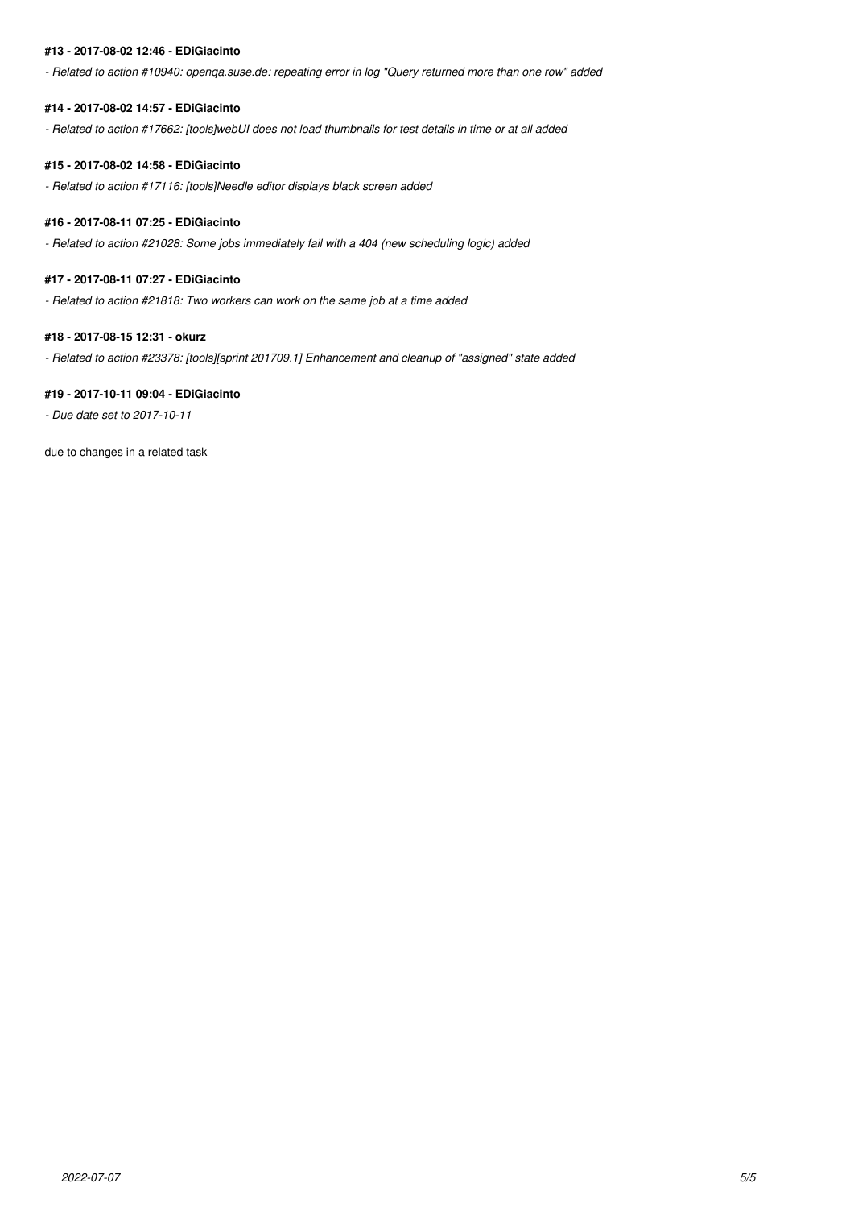#### #13 - 2017-08-02 12:46 - EDiGiacinto

*- Related to action #10940: openqa.suse.de: repeating error in log "Query returned more than one row" added*

#### #14 - 2017-08-02 14:57 - EDiGiacinto

*- Related to action #17662: [tools]webUI does not load thumbnails for test details in time or at all added*

#### #15 - 2017-08-02 14:58 - EDiGiacinto

*- Related to action #17116: [tools]Needle editor displays black screen added*

#### #16 - 2017-08-11 07:25 - EDiGiacinto

*- Related to action #21028: Some jobs immediately fail with a 404 (new scheduling logic) added*

#### #17 - 2017-08-11 07:27 - EDiGiacinto

*- Related to action #21818: Two workers can work on the same job at a time added*

#### #18 - 2017-08-15 12:31 - okurz

*- Related to action #23378: [tools][sprint 201709.1] Enhancement and cleanup of "assigned" state added*

#### #19 - 2017-10-11 09:04 - EDiGiacinto

*- Due date set to 2017-10-11*

due to changes in a related task